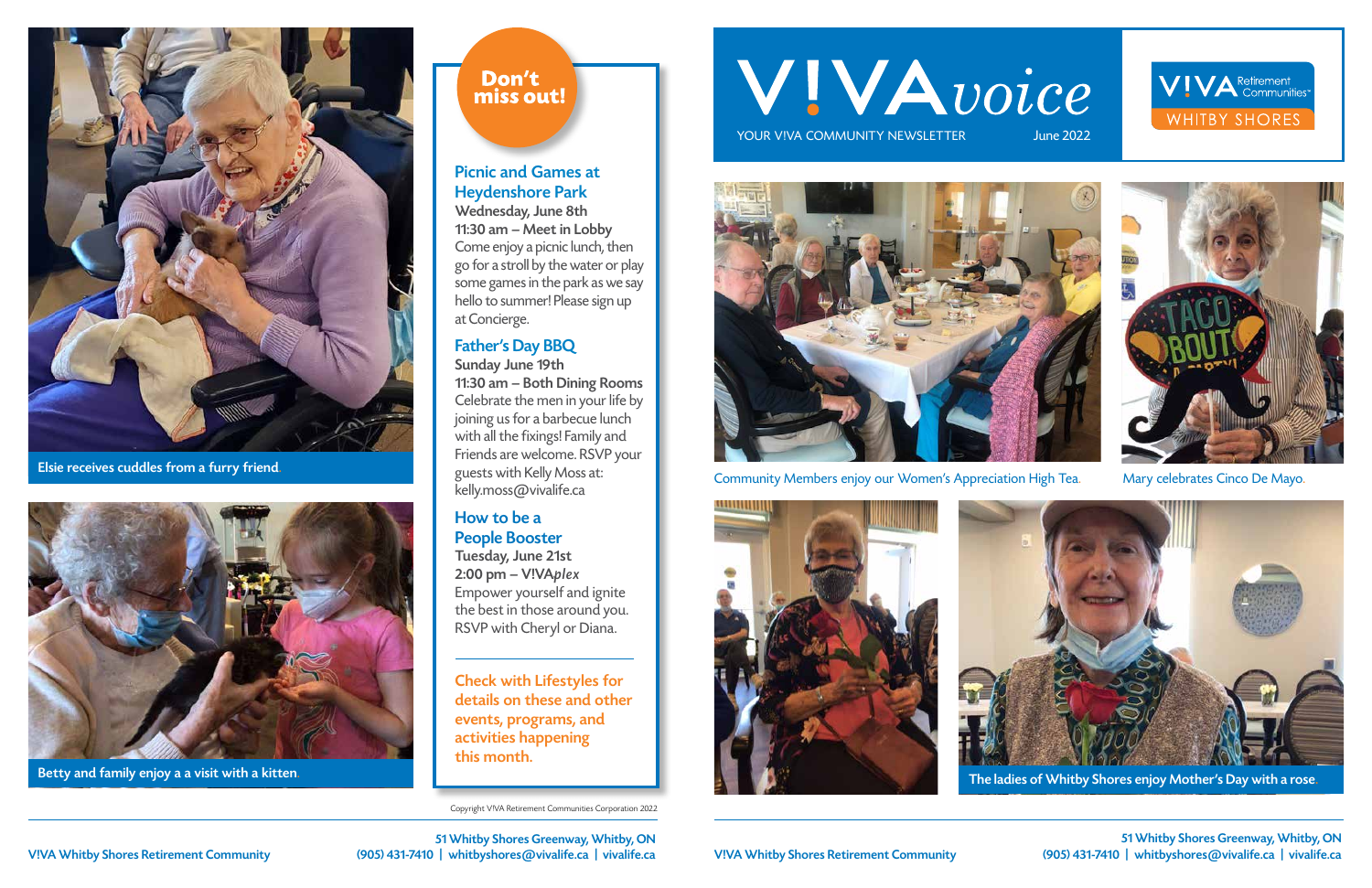# V!VA voice

YOUR V!VA COMMUNITY NEWSLETTER June 2022

V!VA Retirement Communities WHITBY SHORES

Elsie receives cuddles from a furry friend.

Betty and family enjoy a a visit with a kitten.

## Don't miss out!

### Picnic and Games at Heydenshore Park

**Wednesday, June 8th**
**11:30 am – Meet in Lobby**

Come enjoy a picnic lunch, then go for a stroll by the water or play some games in the park as we say hello to summer! Please sign up at Concierge.

### Father's Day BBQ

**Sunday June 19th**
**11:30 am – Both Dining Rooms**

Celebrate the men in your life by joining us for a barbecue lunch with all the fixings! Family and Friends are welcome. RSVP your guests with Kelly Moss at: kelly.moss@vivalife.ca

### How to be a People Booster

**Tuesday, June 21st**
**2:00 pm – V!VA*plex***

Empower yourself and ignite the best in those around you. RSVP with Cheryl or Diana.

---

Check with Lifestyles for details on these and other events, programs, and activities happening this month.

Community Members enjoy our Women's Appreciation High Tea.

Mary celebrates Cinco De Mayo.

The ladies of Whitby Shores enjoy Mother's Day with a rose.

Copyright V!VA Retirement Communities Corporation 2022

V!VA Whitby Shores Retirement Community
51 Whitby Shores Greenway, Whitby, ON
(905) 431-7410 | whitbyshores@vivalife.ca | vivalife.ca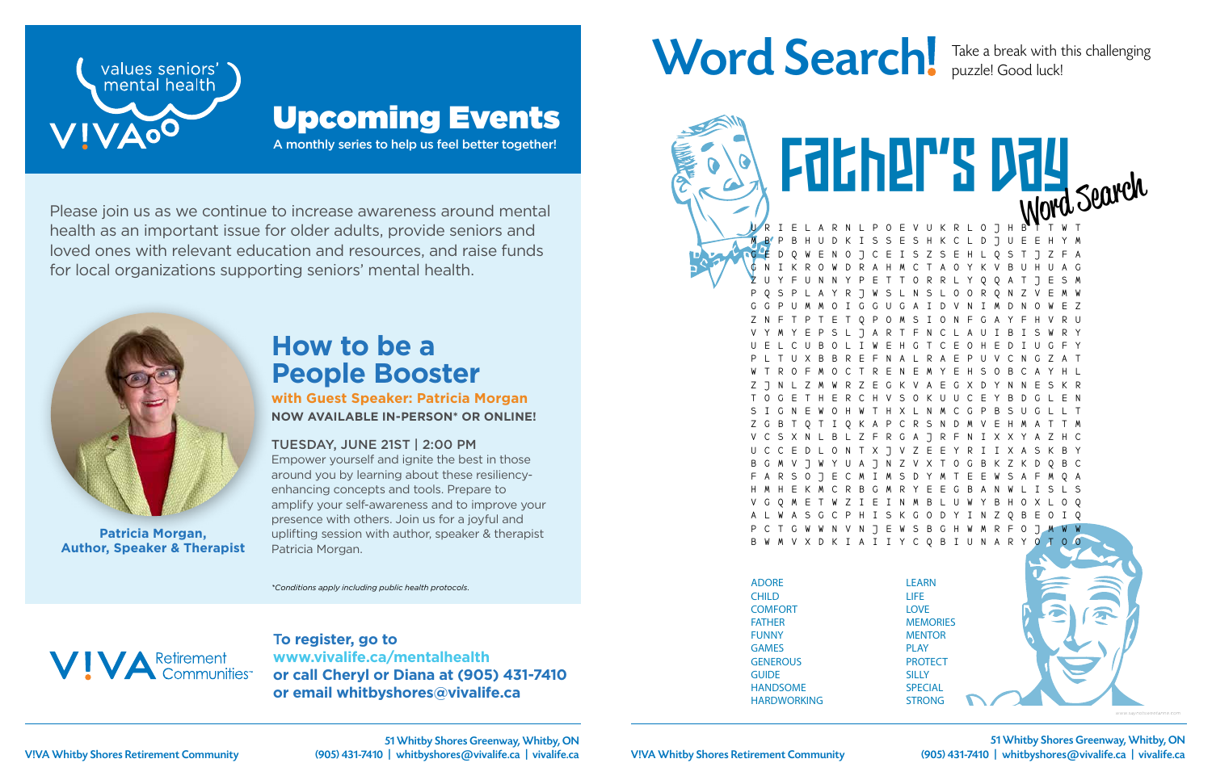values seniors' mental health

V!VA

# Upcoming Events

A monthly series to help us feel better together!

Please join us as we continue to increase awareness around mental health as an important issue for older adults, provide seniors and loved ones with relevant education and resources, and raise funds for local organizations supporting seniors' mental health.

## How to be a People Booster

**with Guest Speaker: Patricia Morgan**

**NOW AVAILABLE IN-PERSON* OR ONLINE!**

TUESDAY, JUNE 21ST | 2:00 PM

Empower yourself and ignite the best in those around you by learning about these resiliency-enhancing concepts and tools. Prepare to amplify your self-awareness and to improve your presence with others. Join us for a joyful and uplifting session with author, speaker & therapist Patricia Morgan.

**Patricia Morgan, Author, Speaker & Therapist**

*Conditions apply including public health protocols.*

V!VA Retirement Communities

**To register, go to www.vivalife.ca/mentalhealth or call Cheryl or Diana at (905) 431-7410 or email whitbyshores@vivalife.ca**

# Word Search!

Take a break with this challenging puzzle! Good luck!

## Father's Day Word Search

```
U R I E L A R N L P O E V U K R L O J H B T T W T
M B P B H U D K I S S E S H K C L D J U E E H Y M
G E D Q W E N O J C E I S Z S E H L Q S T J Z F A
G N I K R O W D R A H M C T A O Y K V B U H U A G
Z U Y F U N N Y P E T T O R R L Y Q Q A T J E S M
P Q S P L A Y R J W S L N S L O O R Q N Z V E M W
G G P U M M O I G G U G A I D V N I M D N O W E Z
Z N F T P T E T Q P O M S I O N F G A Y F H V R U
V Y M Y E P S L J A R T F N C L A U I B I S W R Y
U E L C U B O L I W E H G T C E O H E D I U G F Y
P L T U X B B R E F N A L R A E P U V C N G Z A T
W T R O F M O C T R E N E M Y E H S O B C A Y H L
Z J N L Z M W R Z E G K V A E G X D Y N N E S K R
T O G E T H E R C H V S O K U U C E Y B D G L E N
S I G N E W O H W T H X L N M C G P B S U G L L T
Z G B T Q T I Q K A P C R S N D M V E H M A T T M
V C S X N L B L Z F R G A J R F N I X X Y A Z H C
U C C E D L O N T X J V Z E E Y R I I X A S K B Y
B G M V J W Y U A J N Z V X T O G B K Z K D Q B C
F A R S O J E C M I M S D Y M T E E W S A F M Q A
H M H E K M C R B G M R Y E E G B A N W L I S L S
V G Q M E T W Z I E I N M B L U W Y B H O X L O Q
A L W A S G C P H I S K G O D Y I N Z Q B E O I Q
P C T G W W N V N J E W S B G H W M R F O J M W W
B W M V X D K I A I I Y C Q B I U N A R Y O T O O
```

| | |
|---|---|
| ADORE | LEARN |
| CHILD | LIFE |
| COMFORT | LOVE |
| FATHER | MEMORIES |
| FUNNY | MENTOR |
| GAMES | PLAY |
| GENEROUS | PROTECT |
| GUIDE | SILLY |
| HANDSOME | SPECIAL |
| HARDWORKING | STRONG |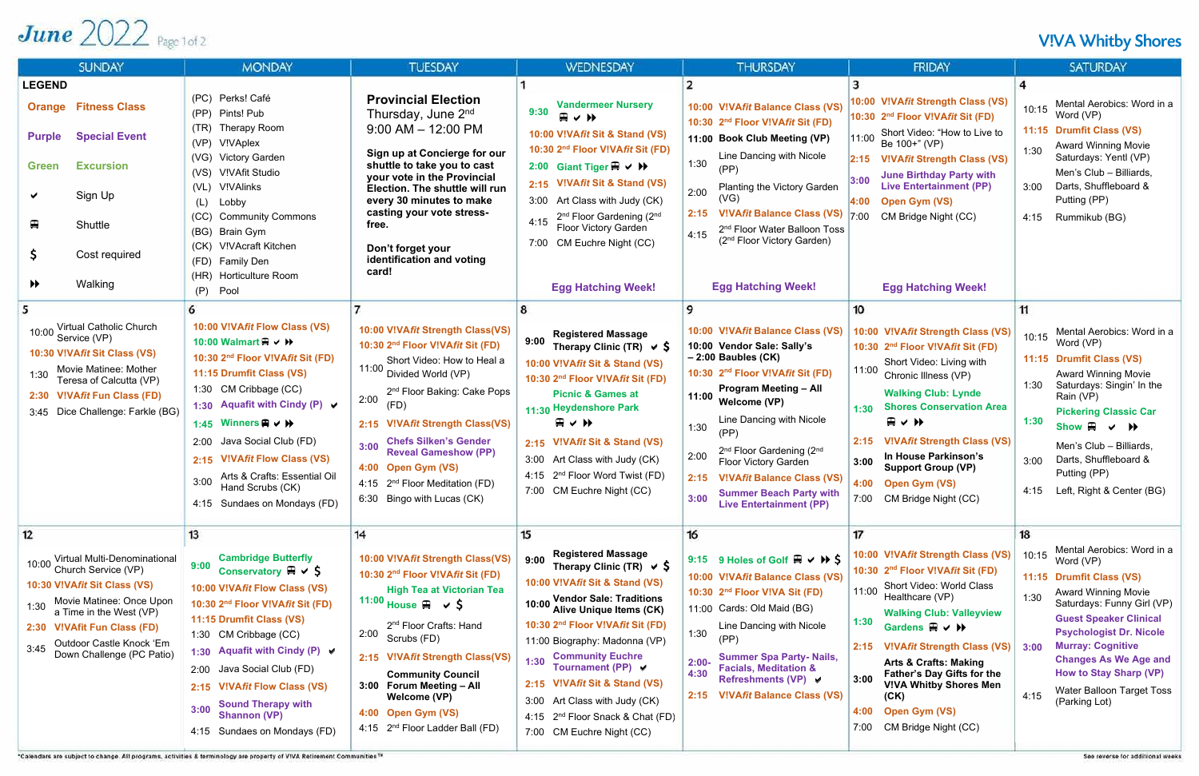# June 2022

Page 1 of 2

## V!VA Whitby Shores

| SUNDAY | MONDAY | TUESDAY | WEDNESDAY | THURSDAY | FRIDAY | SATURDAY |
|---|---|---|---|---|---|---|
| **LEGEND**<br>Orange — Fitness Class<br>Purple — Special Event<br>Green — Excursion<br>✔ — Sign Up<br>🚌 — Shuttle<br>$ — Cost required<br>⏩ — Walking | (PC) Perks! Café<br>(PP) Pints! Pub<br>(TR) Therapy Room<br>(VP) V!VAplex<br>(VG) Victory Garden<br>(VS) V!VAfit Studio<br>(VL) V!VAlinks<br>(L) Lobby<br>(CC) Community Commons<br>(BG) Brain Gym<br>(CK) V!VAcraft Kitchen<br>(FD) Family Den<br>(HR) Horticulture Room<br>(P) Pool | **Provincial Election**<br>Thursday, June 2[nd]<br>9:00 AM – 12:00 PM<br><br>**Sign up at Concierge for our shuttle to take you to cast your vote in the Provincial Election. The shuttle will run every 30 minutes to make casting your vote stress-free.**<br><br>**Don't forget your identification and voting card!** | **1**<br>9:30 Vandermeer Nursery 🚌 ✔ ⏩<br>10:00 V!VAfit Sit & Stand (VS)<br>10:30 2[nd] Floor V!VAfit Sit (FD)<br>2:00 Giant Tiger 🚌 ✔ ⏩<br>2:15 V!VAfit Sit & Stand (VS)<br>3:00 Art Class with Judy (CK)<br>4:15 2[nd] Floor Gardening (2[nd] Floor Victory Garden<br>7:00 CM Euchre Night (CC)<br><br>Egg Hatching Week! | **2**<br>10:00 V!VAfit Balance Class (VS)<br>10:30 2[nd] Floor V!VAfit Sit (FD)<br>**11:00 Book Club Meeting (VP)**<br>1:30 Line Dancing with Nicole (PP)<br>2:00 Planting the Victory Garden (VG)<br>2:15 V!VAfit Balance Class (VS)<br>4:15 2[nd] Floor Water Balloon Toss (2[nd] Floor Victory Garden)<br><br>Egg Hatching Week! | **3**<br>10:00 V!VAfit Strength Class (VS)<br>10:30 2[nd] Floor V!VAfit Sit (FD)<br>11:00 Short Video: "How to Live to Be 100+" (VP)<br>2:15 V!VAfit Strength Class (VS)<br>3:00 June Birthday Party with Live Entertainment (PP)<br>4:00 Open Gym (VS)<br>7:00 CM Bridge Night (CC)<br><br>Egg Hatching Week! | **4**<br>10:15 Mental Aerobics: Word in a Word (VP)<br>11:15 Drumfit Class (VS)<br>1:30 Award Winning Movie Saturdays: Yentl (VP)<br>3:00 Men's Club – Billiards, Darts, Shuffleboard & Putting (PP)<br>4:15 Rummikub (BG) |
| **5**<br>10:00 Virtual Catholic Church Service (VP)<br>10:30 V!VAfit Sit Class (VS)<br>1:30 Movie Matinee: Mother Teresa of Calcutta (VP)<br>2:30 V!VAfit Fun Class (FD)<br>3:45 Dice Challenge: Farkle (BG) | **6**<br>10:00 V!VAfit Flow Class (VS)<br>10:00 Walmart 🚌 ✔ ⏩<br>10:30 2[nd] Floor V!VAfit Sit (FD)<br>11:15 Drumfit Class (VS)<br>1:30 CM Cribbage (CC)<br>1:30 Aquafit with Cindy (P) ✔<br>1:45 Winners 🚌 ✔ ⏩<br>2:00 Java Social Club (FD)<br>2:15 V!VAfit Flow Class (VS)<br>3:00 Arts & Crafts: Essential Oil Hand Scrubs (CK)<br>4:15 Sundaes on Mondays (FD) | **7**<br>10:00 V!VAfit Strength Class(VS)<br>10:30 2[nd] Floor V!VAfit Sit (FD)<br>11:00 Short Video: How to Heal a Divided World (VP)<br>2:00 2[nd] Floor Baking: Cake Pops (FD)<br>2:15 V!VAfit Strength Class(VS)<br>3:00 Chefs Silken's Gender Reveal Gameshow (PP)<br>4:00 Open Gym (VS)<br>4:15 2[nd] Floor Meditation (FD)<br>6:30 Bingo with Lucas (CK) | **8**<br>**9:00 Registered Massage Therapy Clinic (TR)** ✔ $<br>10:00 V!VAfit Sit & Stand (VS)<br>10:30 2[nd] Floor V!VAfit Sit (FD)<br>11:30 Picnic & Games at Heydenshore Park 🚌 ✔ ⏩<br>2:15 V!VAfit Sit & Stand (VS)<br>3:00 Art Class with Judy (CK)<br>4:15 2[nd] Floor Word Twist (FD)<br>7:00 CM Euchre Night (CC) | **9**<br>10:00 V!VAfit Balance Class (VS)<br>**10:00 – 2:00 Vendor Sale: Sally's Baubles (CK)**<br>10:30 2[nd] Floor V!VAfit Sit (FD)<br>**11:00 Program Meeting – All Welcome (VP)**<br>1:30 Line Dancing with Nicole (PP)<br>2:00 2[nd] Floor Gardening (2[nd] Floor Victory Garden<br>2:15 V!VAfit Balance Class (VS)<br>3:00 Summer Beach Party with Live Entertainment (PP) | **10**<br>10:00 V!VAfit Strength Class (VS)<br>10:30 2[nd] Floor V!VAfit Sit (FD)<br>11:00 Short Video: Living with Chronic Illness (VP)<br>1:30 Walking Club: Lynde Shores Conservation Area 🚌 ✔ ⏩<br>2:15 V!VAfit Strength Class (VS)<br>**3:00 In House Parkinson's Support Group (VP)**<br>4:00 Open Gym (VS)<br>7:00 CM Bridge Night (CC) | **11**<br>10:15 Mental Aerobics: Word in a Word (VP)<br>11:15 Drumfit Class (VS)<br>1:30 Award Winning Movie Saturdays: Singin' In the Rain (VP)<br>1:30 Pickering Classic Car Show 🚌 ✔ ⏩<br>3:00 Men's Club – Billiards, Darts, Shuffleboard & Putting (PP)<br>4:15 Left, Right & Center (BG) |
| **12**<br>10:00 Virtual Multi-Denominational Church Service (VP)<br>10:30 V!VAfit Sit Class (VS)<br>1:30 Movie Matinee: Once Upon a Time in the West (VP)<br>2:30 V!VAfit Fun Class (FD)<br>3:45 Outdoor Castle Knock 'Em Down Challenge (PC Patio) | **13**<br>9:00 Cambridge Butterfly Conservatory 🚌 ✔ $<br>10:00 V!VAfit Flow Class (VS)<br>10:30 2[nd] Floor V!VAfit Sit (FD)<br>11:15 Drumfit Class (VS)<br>1:30 CM Cribbage (CC)<br>1:30 Aquafit with Cindy (P) ✔<br>2:00 Java Social Club (FD)<br>2:15 V!VAfit Flow Class (VS)<br>3:00 Sound Therapy with Shannon (VP)<br>4:15 Sundaes on Mondays (FD) | **14**<br>10:00 V!VAfit Strength Class(VS)<br>10:30 2[nd] Floor V!VAfit Sit (FD)<br>11:00 High Tea at Victorian Tea House 🚌 ✔ $<br>2:00 2[nd] Floor Crafts: Hand Scrubs (FD)<br>2:15 V!VAfit Strength Class(VS)<br>**3:00 Community Council Forum Meeting – All Welcome (VP)**<br>4:00 Open Gym (VS)<br>4:15 2[nd] Floor Ladder Ball (FD) | **15**<br>**9:00 Registered Massage Therapy Clinic (TR)** ✔ $<br>10:00 V!VAfit Sit & Stand (VS)<br>**10:00 Vendor Sale: Traditions Alive Unique Items (CK)**<br>10:30 2[nd] Floor V!VAfit Sit (FD)<br>11:00 Biography: Madonna (VP)<br>1:30 Community Euchre Tournament (PP) ✔<br>2:15 V!VAfit Sit & Stand (VS)<br>3:00 Art Class with Judy (CK)<br>4:15 2[nd] Floor Snack & Chat (FD)<br>7:00 CM Euchre Night (CC) | **16**<br>9:15 9 Holes of Golf 🚌 ✔ ⏩ $<br>10:00 V!VAfit Balance Class (VS)<br>10:30 2[nd] Floor V!VA Sit (FD)<br>11:00 Cards: Old Maid (BG)<br>1:30 Line Dancing with Nicole (PP)<br>2:00-4:30 Summer Spa Party- Nails, Facials, Meditation & Refreshments (VP) ✔<br>2:15 V!VAfit Balance Class (VS) | **17**<br>10:00 V!VAfit Strength Class (VS)<br>10:30 2[nd] Floor V!VAfit Sit (FD)<br>11:00 Short Video: World Class Healthcare (VP)<br>1:30 Walking Club: Valleyview Gardens 🚌 ✔ ⏩<br>2:15 V!VAfit Strength Class (VS)<br>**3:00 Arts & Crafts: Making Father's Day Gifts for the V!VA Whitby Shores Men (CK)**<br>4:00 Open Gym (VS)<br>7:00 CM Bridge Night (CC) | **18**<br>10:15 Mental Aerobics: Word in a Word (VP)<br>11:15 Drumfit Class (VS)<br>1:30 Award Winning Movie Saturdays: Funny Girl (VP)<br>3:00 Guest Speaker Clinical Psychologist Dr. Nicole Murray: Cognitive Changes As We Age and How to Stay Sharp (VP)<br>4:15 Water Balloon Target Toss (Parking Lot) |

*Calendars are subject to change. All programs, activities & terminology are property of V!VA Retirement Communities™

See reverse for additional weeks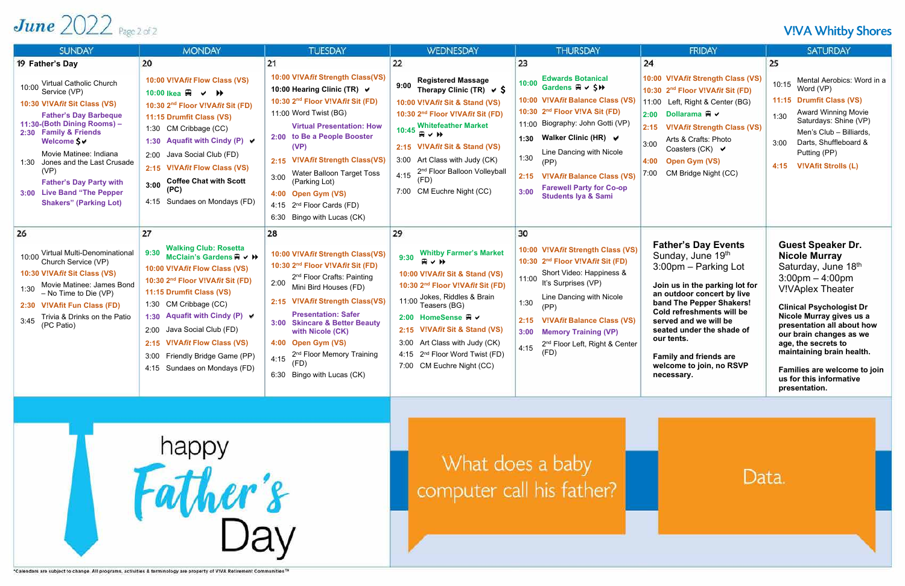# June 2022

V!VA Whitby Shores

| SUNDAY | MONDAY | TUESDAY | WEDNESDAY | THURSDAY | FRIDAY | SATURDAY |
|---|---|---|---|---|---|---|
| **19 Father's Day**<br>10:00 Virtual Catholic Church Service (VP)<br>10:30 V!VAfit Sit Class (VS)<br>11:30-2:30 Father's Day Barbeque (Both Dining Rooms) – Family & Friends Welcome $ ✔<br>1:30 Movie Matinee: Indiana Jones and the Last Crusade (VP)<br>3:00 Father's Day Party with Live Band "The Pepper Shakers" (Parking Lot) | **20**<br>10:00 V!VAfit Flow Class (VS)<br>10:00 Ikea ✔<br>10:30 2nd Floor V!VAfit Sit (FD)<br>11:15 Drumfit Class (VS)<br>1:30 CM Cribbage (CC)<br>1:30 Aquafit with Cindy (P) ✔<br>2:00 Java Social Club (FD)<br>2:15 V!VAfit Flow Class (VS)<br>3:00 Coffee Chat with Scott (PC)<br>4:15 Sundaes on Mondays (FD) | **21**<br>10:00 V!VAfit Strength Class(VS)<br>10:00 Hearing Clinic (TR) ✔<br>10:30 2nd Floor V!VAfit Sit (FD)<br>11:00 Word Twist (BG)<br>2:00 Virtual Presentation: How to Be a People Booster (VP)<br>2:15 V!VAfit Strength Class(VS)<br>3:00 Water Balloon Target Toss (Parking Lot)<br>4:00 Open Gym (VS)<br>4:15 2nd Floor Cards (FD)<br>6:30 Bingo with Lucas (CK) | **22**<br>9:00 Registered Massage Therapy Clinic (TR) ✔ $<br>10:00 V!VAfit Sit & Stand (VS)<br>10:30 2nd Floor V!VAfit Sit (FD)<br>10:45 Whitefeather Market ✔<br>2:15 V!VAfit Sit & Stand (VS)<br>3:00 Art Class with Judy (CK)<br>4:15 2nd Floor Balloon Volleyball (FD)<br>7:00 CM Euchre Night (CC) | **23**<br>10:00 Edwards Botanical Gardens ✔ $<br>10:00 V!VAfit Balance Class (VS)<br>10:30 2nd Floor V!VA Sit (FD)<br>11:00 Biography: John Gotti (VP)<br>1:30 Walker Clinic (HR) ✔<br>1:30 Line Dancing with Nicole (PP)<br>2:15 V!VAfit Balance Class (VS)<br>3:00 Farewell Party for Co-op Students Iya & Sami | **24**<br>10:00 V!VAfit Strength Class (VS)<br>10:30 2nd Floor V!VAfit Sit (FD)<br>11:00 Left, Right & Center (BG)<br>2:00 Dollarama ✔<br>2:15 V!VAfit Strength Class (VS)<br>3:00 Arts & Crafts: Photo Coasters (CK) ✔<br>4:00 Open Gym (VS)<br>7:00 CM Bridge Night (CC) | **25**<br>10:15 Mental Aerobics: Word in a Word (VP)<br>11:15 Drumfit Class (VS)<br>1:30 Award Winning Movie Saturdays: Shine (VP)<br>3:00 Men's Club – Billiards, Darts, Shuffleboard & Putting (PP)<br>4:15 V!VAfit Strolls (L) |
| **26**<br>10:00 Virtual Multi-Denominational Church Service (VP)<br>10:30 V!VAfit Sit Class (VS)<br>1:30 Movie Matinee: James Bond – No Time to Die (VP)<br>2:30 V!VAfit Fun Class (FD)<br>3:45 Trivia & Drinks on the Patio (PC Patio) | **27**<br>9:30 Walking Club: Rosetta McClain's Gardens ✔<br>10:00 V!VAfit Flow Class (VS)<br>10:30 2nd Floor V!VAfit Sit (FD)<br>11:15 Drumfit Class (VS)<br>1:30 CM Cribbage (CC)<br>1:30 Aquafit with Cindy (P) ✔<br>2:00 Java Social Club (FD)<br>2:15 V!VAfit Flow Class (VS)<br>3:00 Friendly Bridge Game (PP)<br>4:15 Sundaes on Mondays (FD) | **28**<br>10:00 V!VAfit Strength Class(VS)<br>10:30 2nd Floor V!VAfit Sit (FD)<br>2:00 2nd Floor Crafts: Painting Mini Bird Houses (FD)<br>2:15 V!VAfit Strength Class(VS)<br>3:00 Presentation: Safer Skincare & Better Beauty with Nicole (CK)<br>4:00 Open Gym (VS)<br>4:15 2nd Floor Memory Training (FD)<br>6:30 Bingo with Lucas (CK) | **29**<br>9:30 Whitby Farmer's Market ✔<br>10:00 V!VAfit Sit & Stand (VS)<br>10:30 2nd Floor V!VAfit Sit (FD)<br>11:00 Jokes, Riddles & Brain Teasers (BG)<br>2:00 HomeSense ✔<br>2:15 V!VAfit Sit & Stand (VS)<br>3:00 Art Class with Judy (CK)<br>4:15 2nd Floor Word Twist (FD)<br>7:00 CM Euchre Night (CC) | **30**<br>10:00 V!VAfit Strength Class (VS)<br>10:30 2nd Floor V!VAfit Sit (FD)<br>11:00 Short Video: Happiness & It's Surprises (VP)<br>1:30 Line Dancing with Nicole (PP)<br>2:15 V!VAfit Balance Class (VS)<br>3:00 Memory Training (VP)<br>4:15 2nd Floor Left, Right & Center (FD) | **Father's Day Events**<br>Sunday, June 19th<br>3:00pm – Parking Lot<br>**Join us in the parking lot for an outdoor concert by live band The Pepper Shakers! Cold refreshments will be served and we will be seated under the shade of our tents.**<br>**Family and friends are welcome to join, no RSVP necessary.** | **Guest Speaker Dr. Nicole Murray**<br>Saturday, June 18th<br>3:00pm – 4:00pm<br>V!VAplex Theater<br>**Clinical Psychologist Dr Nicole Murray gives us a presentation all about how our brain changes as we age, the secrets to maintaining brain health.**<br>**Families are welcome to join us for this informative presentation.** |

happy Father's Day

What does a baby computer call his father?

Data.

*Calendars are subject to change. All programs, activities & terminology are property of V!VA Retirement Communities™